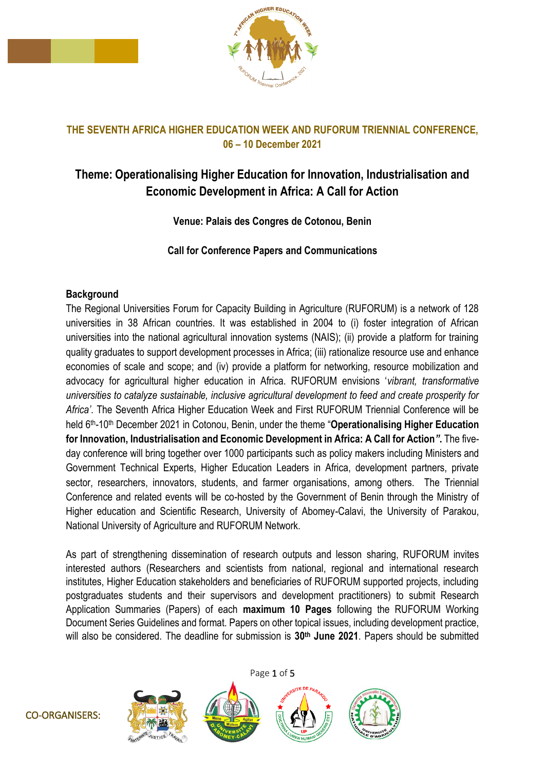## THE SEVENTH AFRICA HIGHER EDUCATION WEEK AND RUFORUM TRIENNIAL CONFERENCE, 06 – 10 December 2021

## Theme: Operationalising Higher Education for Innovation, Industrialisation and Economic Development in Africa: A Call for Action

**Venue: Palais des Congres de Cotonou, Benin**

**Call for Conference Papers and Communications**

### Background

The Regional Universities Forum for Capacity Building in Agriculture (RUFORUM) is a network of 128 universities in 38 African countries. It was established in 2004 to (i) foster integration of African universities into the national agricultural innovation systems (NAIS); (ii) provide a platform for training quality graduates to support development processes in Africa; (iii) rationalize resource use and enhance economies of scale and scope; and (iv) provide a platform for networking, resource mobilization and advocacy for agricultural higher education in Africa. RUFORUM envisions '*vibrant, transformative universities to catalyze sustainable, inclusive agricultural development to feed and create prosperity for Africa'*. The Seventh Africa Higher Education Week and First RUFORUM Triennial Conference will be held 6th-10th December 2021 in Cotonou, Benin, under the theme "**Operationalising Higher Education for Innovation, Industrialisation and Economic Development in Africa: A Call for Action*".*** The five-day conference will bring together over 1000 participants such as policy makers including Ministers and Government Technical Experts, Higher Education Leaders in Africa, development partners, private sector, researchers, innovators, students, and farmer organisations, among others. The Triennial Conference and related events will be co-hosted by the Government of Benin through the Ministry of Higher education and Scientific Research, University of Abomey-Calavi, the University of Parakou, National University of Agriculture and RUFORUM Network.

As part of strengthening dissemination of research outputs and lesson sharing, RUFORUM invites interested authors (Researchers and scientists from national, regional and international research institutes, Higher Education stakeholders and beneficiaries of RUFORUM supported projects, including postgraduates students and their supervisors and development practitioners) to submit Research Application Summaries (Papers) of each **maximum 10 Pages** following the RUFORUM Working Document Series Guidelines and format. Papers on other topical issues, including development practice, will also be considered. The deadline for submission is **30th June 2021**. Papers should be submitted

CO-ORGANISERS: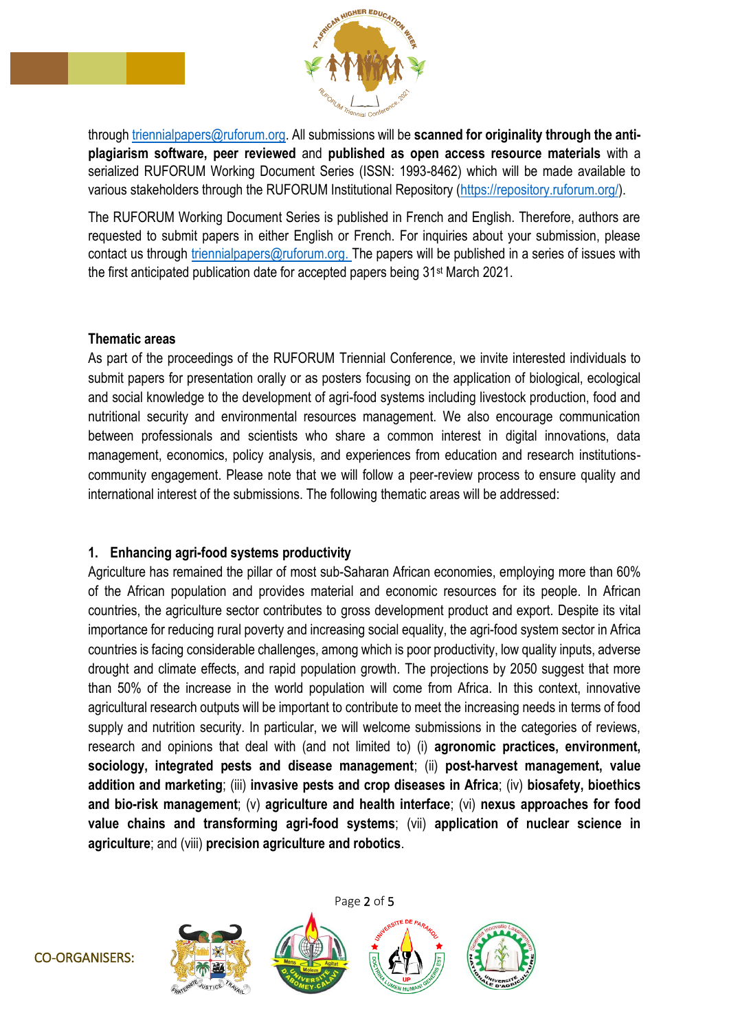through triennialpapers@ruforum.org. All submissions will be **scanned for originality through the anti-plagiarism software, peer reviewed** and **published as open access resource materials** with a serialized RUFORUM Working Document Series (ISSN: 1993-8462) which will be made available to various stakeholders through the RUFORUM Institutional Repository (https://repository.ruforum.org/).

The RUFORUM Working Document Series is published in French and English. Therefore, authors are requested to submit papers in either English or French. For inquiries about your submission, please contact us through triennialpapers@ruforum.org. The papers will be published in a series of issues with the first anticipated publication date for accepted papers being 31st March 2021.

**Thematic areas**

As part of the proceedings of the RUFORUM Triennial Conference, we invite interested individuals to submit papers for presentation orally or as posters focusing on the application of biological, ecological and social knowledge to the development of agri-food systems including livestock production, food and nutritional security and environmental resources management. We also encourage communication between professionals and scientists who share a common interest in digital innovations, data management, economics, policy analysis, and experiences from education and research institutions-community engagement. Please note that we will follow a peer-review process to ensure quality and international interest of the submissions. The following thematic areas will be addressed:

**1. Enhancing agri-food systems productivity**

Agriculture has remained the pillar of most sub-Saharan African economies, employing more than 60% of the African population and provides material and economic resources for its people. In African countries, the agriculture sector contributes to gross development product and export. Despite its vital importance for reducing rural poverty and increasing social equality, the agri-food system sector in Africa countries is facing considerable challenges, among which is poor productivity, low quality inputs, adverse drought and climate effects, and rapid population growth. The projections by 2050 suggest that more than 50% of the increase in the world population will come from Africa. In this context, innovative agricultural research outputs will be important to contribute to meet the increasing needs in terms of food supply and nutrition security. In particular, we will welcome submissions in the categories of reviews, research and opinions that deal with (and not limited to) (i) **agronomic practices, environment, sociology, integrated pests and disease management**; (ii) **post-harvest management, value addition and marketing**; (iii) **invasive pests and crop diseases in Africa**; (iv) **biosafety, bioethics and bio-risk management**; (v) **agriculture and health interface**; (vi) **nexus approaches for food value chains and transforming agri-food systems**; (vii) **application of nuclear science in agriculture**; and (viii) **precision agriculture and robotics**.

CO-ORGANISERS: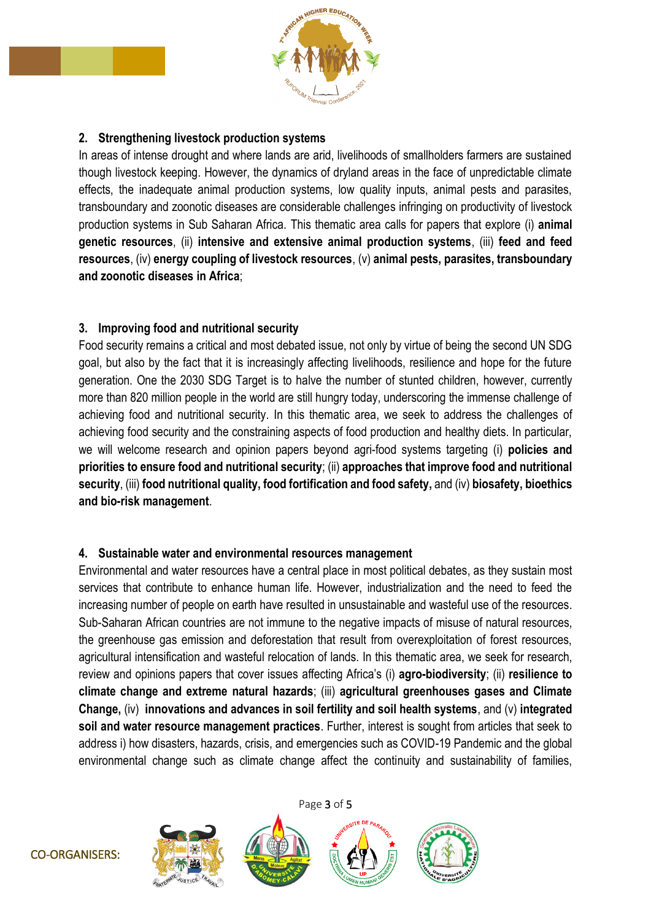## 2. Strengthening livestock production systems

In areas of intense drought and where lands are arid, livelihoods of smallholders farmers are sustained though livestock keeping. However, the dynamics of dryland areas in the face of unpredictable climate effects, the inadequate animal production systems, low quality inputs, animal pests and parasites, transboundary and zoonotic diseases are considerable challenges infringing on productivity of livestock production systems in Sub Saharan Africa. This thematic area calls for papers that explore (i) **animal genetic resources**, (ii) **intensive and extensive animal production systems**, (iii) **feed and feed resources**, (iv) **energy coupling of livestock resources**, (v) **animal pests, parasites, transboundary and zoonotic diseases in Africa**;

## 3. Improving food and nutritional security

Food security remains a critical and most debated issue, not only by virtue of being the second UN SDG goal, but also by the fact that it is increasingly affecting livelihoods, resilience and hope for the future generation. One the 2030 SDG Target is to halve the number of stunted children, however, currently more than 820 million people in the world are still hungry today, underscoring the immense challenge of achieving food and nutritional security. In this thematic area, we seek to address the challenges of achieving food security and the constraining aspects of food production and healthy diets. In particular, we will welcome research and opinion papers beyond agri-food systems targeting (i) **policies and priorities to ensure food and nutritional security**; (ii) **approaches that improve food and nutritional security**, (iii) **food nutritional quality, food fortification and food safety,** and (iv) **biosafety, bioethics and bio-risk management**.

## 4. Sustainable water and environmental resources management

Environmental and water resources have a central place in most political debates, as they sustain most services that contribute to enhance human life. However, industrialization and the need to feed the increasing number of people on earth have resulted in unsustainable and wasteful use of the resources. Sub-Saharan African countries are not immune to the negative impacts of misuse of natural resources, the greenhouse gas emission and deforestation that result from overexploitation of forest resources, agricultural intensification and wasteful relocation of lands. In this thematic area, we seek for research, review and opinions papers that cover issues affecting Africa's (i) **agro-biodiversity**; (ii) **resilience to climate change and extreme natural hazards**; (iii) **agricultural greenhouses gases and Climate Change,** (iv) **innovations and advances in soil fertility and soil health systems**, and (v) **integrated soil and water resource management practices**. Further, interest is sought from articles that seek to address i) how disasters, hazards, crisis, and emergencies such as COVID-19 Pandemic and the global environmental change such as climate change affect the continuity and sustainability of families,

CO-ORGANISERS: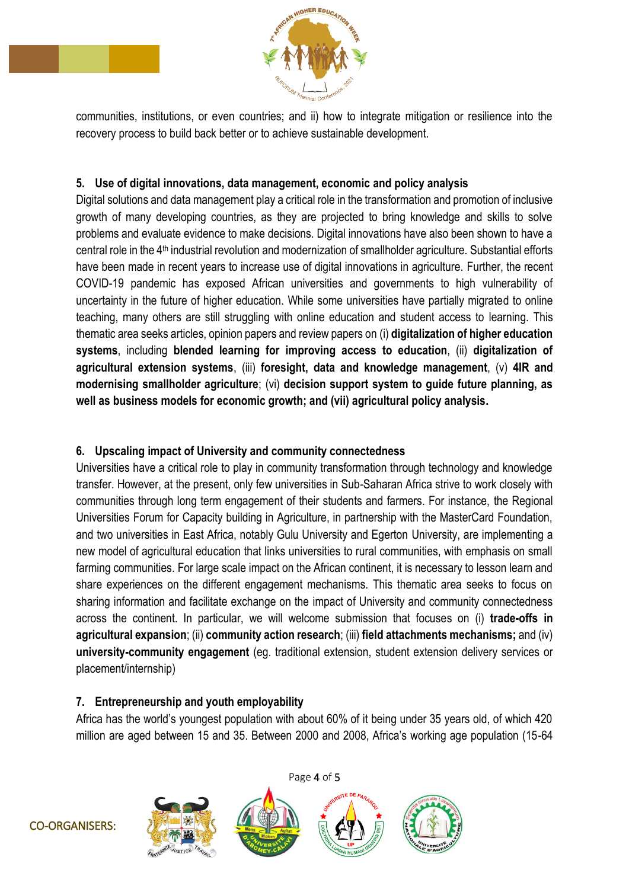communities, institutions, or even countries; and ii) how to integrate mitigation or resilience into the recovery process to build back better or to achieve sustainable development.

**5. Use of digital innovations, data management, economic and policy analysis**

Digital solutions and data management play a critical role in the transformation and promotion of inclusive growth of many developing countries, as they are projected to bring knowledge and skills to solve problems and evaluate evidence to make decisions. Digital innovations have also been shown to have a central role in the 4th industrial revolution and modernization of smallholder agriculture. Substantial efforts have been made in recent years to increase use of digital innovations in agriculture. Further, the recent COVID-19 pandemic has exposed African universities and governments to high vulnerability of uncertainty in the future of higher education. While some universities have partially migrated to online teaching, many others are still struggling with online education and student access to learning. This thematic area seeks articles, opinion papers and review papers on (i) **digitalization of higher education systems**, including **blended learning for improving access to education**, (ii) **digitalization of agricultural extension systems**, (iii) **foresight, data and knowledge management**, (v) **4IR and modernising smallholder agriculture**; (vi) **decision support system to guide future planning, as well as business models for economic growth; and (vii) agricultural policy analysis.**

**6. Upscaling impact of University and community connectedness**

Universities have a critical role to play in community transformation through technology and knowledge transfer. However, at the present, only few universities in Sub-Saharan Africa strive to work closely with communities through long term engagement of their students and farmers. For instance, the Regional Universities Forum for Capacity building in Agriculture, in partnership with the MasterCard Foundation, and two universities in East Africa, notably Gulu University and Egerton University, are implementing a new model of agricultural education that links universities to rural communities, with emphasis on small farming communities. For large scale impact on the African continent, it is necessary to lesson learn and share experiences on the different engagement mechanisms. This thematic area seeks to focus on sharing information and facilitate exchange on the impact of University and community connectedness across the continent. In particular, we will welcome submission that focuses on (i) **trade-offs in agricultural expansion**; (ii) **community action research**; (iii) **field attachments mechanisms;** and (iv) **university-community engagement** (eg. traditional extension, student extension delivery services or placement/internship)

**7. Entrepreneurship and youth employability**

Africa has the world's youngest population with about 60% of it being under 35 years old, of which 420 million are aged between 15 and 35. Between 2000 and 2008, Africa's working age population (15-64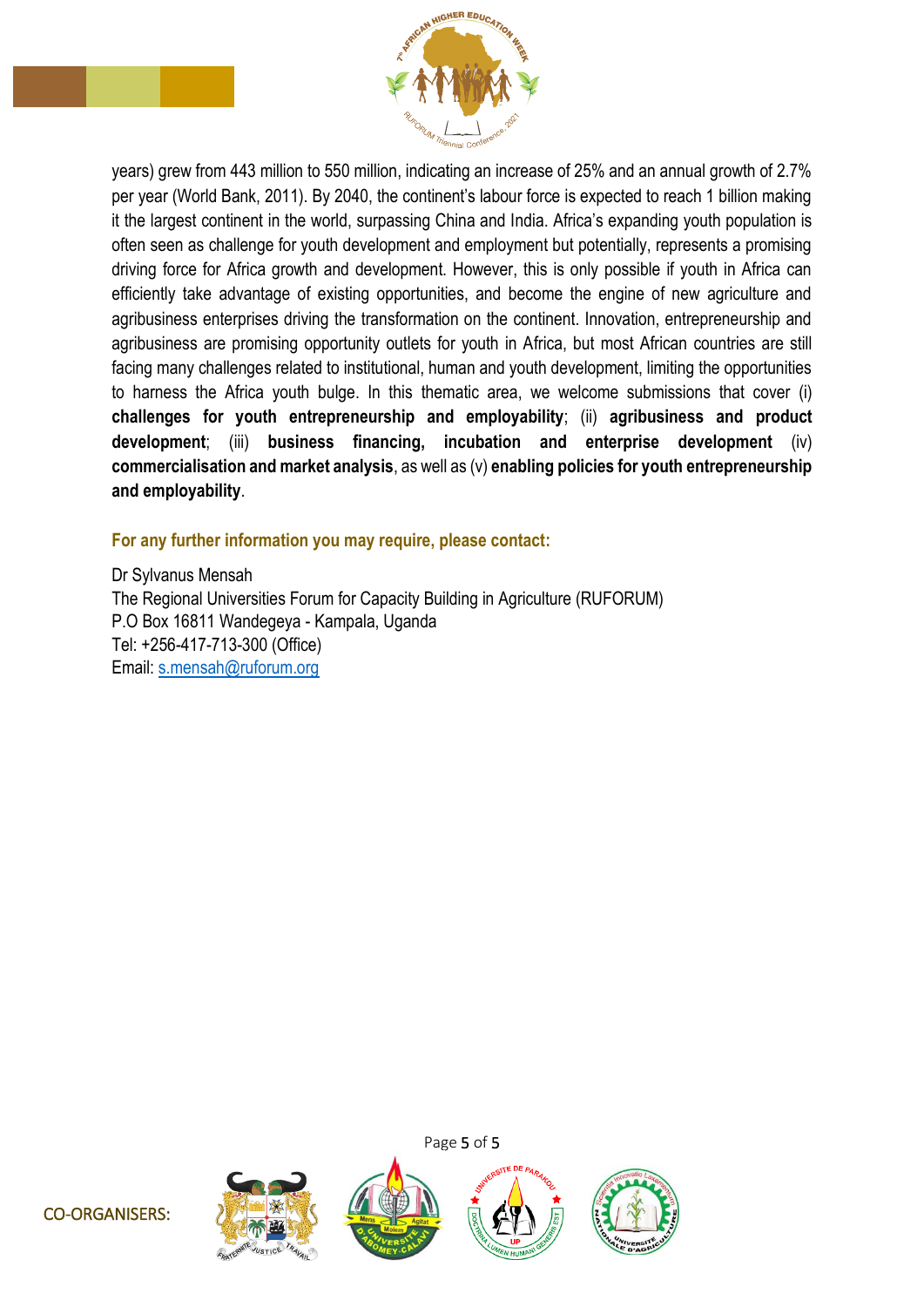years) grew from 443 million to 550 million, indicating an increase of 25% and an annual growth of 2.7% per year (World Bank, 2011). By 2040, the continent's labour force is expected to reach 1 billion making it the largest continent in the world, surpassing China and India. Africa's expanding youth population is often seen as challenge for youth development and employment but potentially, represents a promising driving force for Africa growth and development. However, this is only possible if youth in Africa can efficiently take advantage of existing opportunities, and become the engine of new agriculture and agribusiness enterprises driving the transformation on the continent. Innovation, entrepreneurship and agribusiness are promising opportunity outlets for youth in Africa, but most African countries are still facing many challenges related to institutional, human and youth development, limiting the opportunities to harness the Africa youth bulge. In this thematic area, we welcome submissions that cover (i) **challenges for youth entrepreneurship and employability**; (ii) **agribusiness and product development**; (iii) **business financing, incubation and enterprise development** (iv) **commercialisation and market analysis**, as well as (v) **enabling policies for youth entrepreneurship and employability**.

**For any further information you may require, please contact:**

Dr Sylvanus Mensah
The Regional Universities Forum for Capacity Building in Agriculture (RUFORUM)
P.O Box 16811 Wandegeya - Kampala, Uganda
Tel: +256-417-713-300 (Office)
Email: s.mensah@ruforum.org

CO-ORGANISERS: